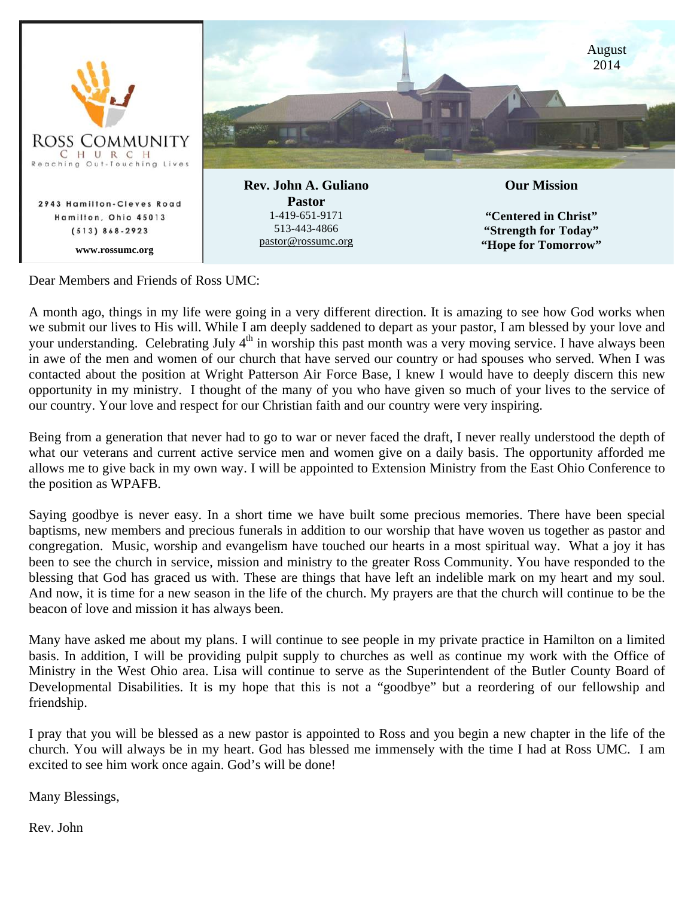# ROSS COMMUNITY CHURCH

Reaching Out-Touching Lives

2943 Hamilton-Cleves Road
Hamilton, Ohio 45013
(513) 868-2923

www.rossumc.org

August 2014

**Rev. John A. Guliano**
**Pastor**
1-419-651-9171
513-443-4866
pastor@rossumc.org

**Our Mission**

**"Centered in Christ"**
**"Strength for Today"**
**"Hope for Tomorrow"**

Dear Members and Friends of Ross UMC:

A month ago, things in my life were going in a very different direction. It is amazing to see how God works when we submit our lives to His will. While I am deeply saddened to depart as your pastor, I am blessed by your love and your understanding. Celebrating July 4th in worship this past month was a very moving service. I have always been in awe of the men and women of our church that have served our country or had spouses who served. When I was contacted about the position at Wright Patterson Air Force Base, I knew I would have to deeply discern this new opportunity in my ministry. I thought of the many of you who have given so much of your lives to the service of our country. Your love and respect for our Christian faith and our country were very inspiring.

Being from a generation that never had to go to war or never faced the draft, I never really understood the depth of what our veterans and current active service men and women give on a daily basis. The opportunity afforded me allows me to give back in my own way. I will be appointed to Extension Ministry from the East Ohio Conference to the position as WPAFB.

Saying goodbye is never easy. In a short time we have built some precious memories. There have been special baptisms, new members and precious funerals in addition to our worship that have woven us together as pastor and congregation. Music, worship and evangelism have touched our hearts in a most spiritual way. What a joy it has been to see the church in service, mission and ministry to the greater Ross Community. You have responded to the blessing that God has graced us with. These are things that have left an indelible mark on my heart and my soul. And now, it is time for a new season in the life of the church. My prayers are that the church will continue to be the beacon of love and mission it has always been.

Many have asked me about my plans. I will continue to see people in my private practice in Hamilton on a limited basis. In addition, I will be providing pulpit supply to churches as well as continue my work with the Office of Ministry in the West Ohio area. Lisa will continue to serve as the Superintendent of the Butler County Board of Developmental Disabilities. It is my hope that this is not a "goodbye" but a reordering of our fellowship and friendship.

I pray that you will be blessed as a new pastor is appointed to Ross and you begin a new chapter in the life of the church. You will always be in my heart. God has blessed me immensely with the time I had at Ross UMC. I am excited to see him work once again. God's will be done!

Many Blessings,

Rev. John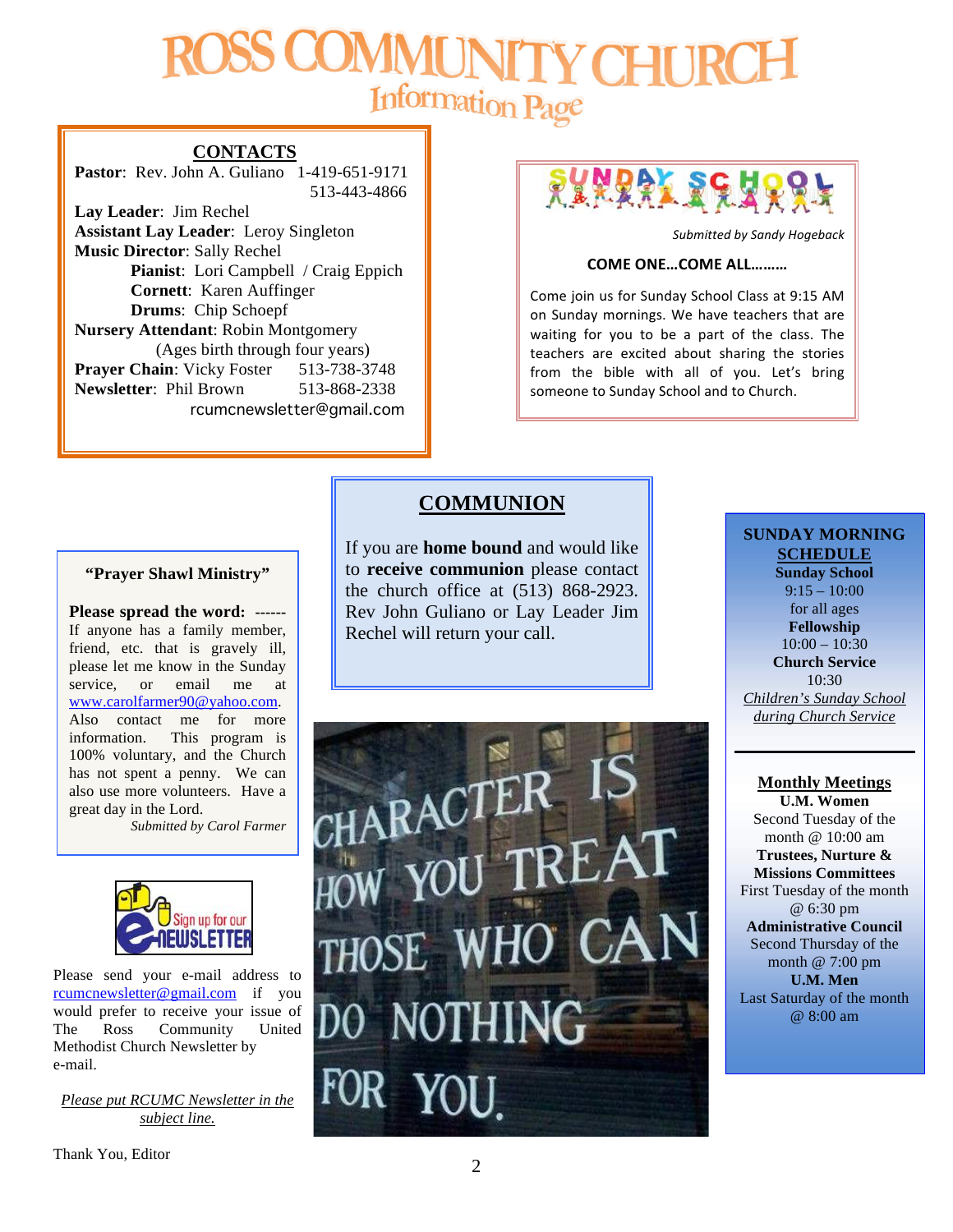# ROSS COMMUNITY CHURCH

## Information Page

### CONTACTS

**Pastor**: Rev. John A. Guliano 1-419-651-9171
513-443-4866

**Lay Leader**: Jim Rechel
**Assistant Lay Leader**: Leroy Singleton
**Music Director**: Sally Rechel
**Pianist**: Lori Campbell / Craig Eppich
**Cornett**: Karen Auffinger
**Drums**: Chip Schoepf
**Nursery Attendant**: Robin Montgomery
(Ages birth through four years)
**Prayer Chain**: Vicky Foster 513-738-3748
**Newsletter**: Phil Brown 513-868-2338
rcumcnewsletter@gmail.com

### SUNDAY SCHOOL

*Submitted by Sandy Hogeback*

**COME ONE…COME ALL………**

Come join us for Sunday School Class at 9:15 AM on Sunday mornings. We have teachers that are waiting for you to be a part of the class. The teachers are excited about sharing the stories from the bible with all of you. Let's bring someone to Sunday School and to Church.

### "Prayer Shawl Ministry"

**Please spread the word:** ------ If anyone has a family member, friend, etc. that is gravely ill, please let me know in the Sunday service, or email me at www.carolfarmer90@yahoo.com. Also contact me for more information. This program is 100% voluntary, and the Church has not spent a penny. We can also use more volunteers. Have a great day in the Lord.

*Submitted by Carol Farmer*

### COMMUNION

If you are **home bound** and would like to **receive communion** please contact the church office at (513) 868-2923. Rev John Guliano or Lay Leader Jim Rechel will return your call.

### SUNDAY MORNING SCHEDULE

**Sunday School**
9:15 – 10:00
for all ages

**Fellowship**
10:00 – 10:30

**Church Service**
10:30

*Children's Sunday School during Church Service*

### Monthly Meetings

**U.M. Women**
Second Tuesday of the month @ 10:00 am

**Trustees, Nurture & Missions Committees**
First Tuesday of the month @ 6:30 pm

**Administrative Council**
Second Thursday of the month @ 7:00 pm

**U.M. Men**
Last Saturday of the month @ 8:00 am

### Sign up for our e-NEWSLETTER

Please send your e-mail address to rcumcnewsletter@gmail.com if you would prefer to receive your issue of The Ross Community United Methodist Church Newsletter by e-mail.

*Please put RCUMC Newsletter in the subject line.*

Thank You, Editor

CHARACTER IS HOW YOU TREAT THOSE WHO CAN DO NOTHING FOR YOU.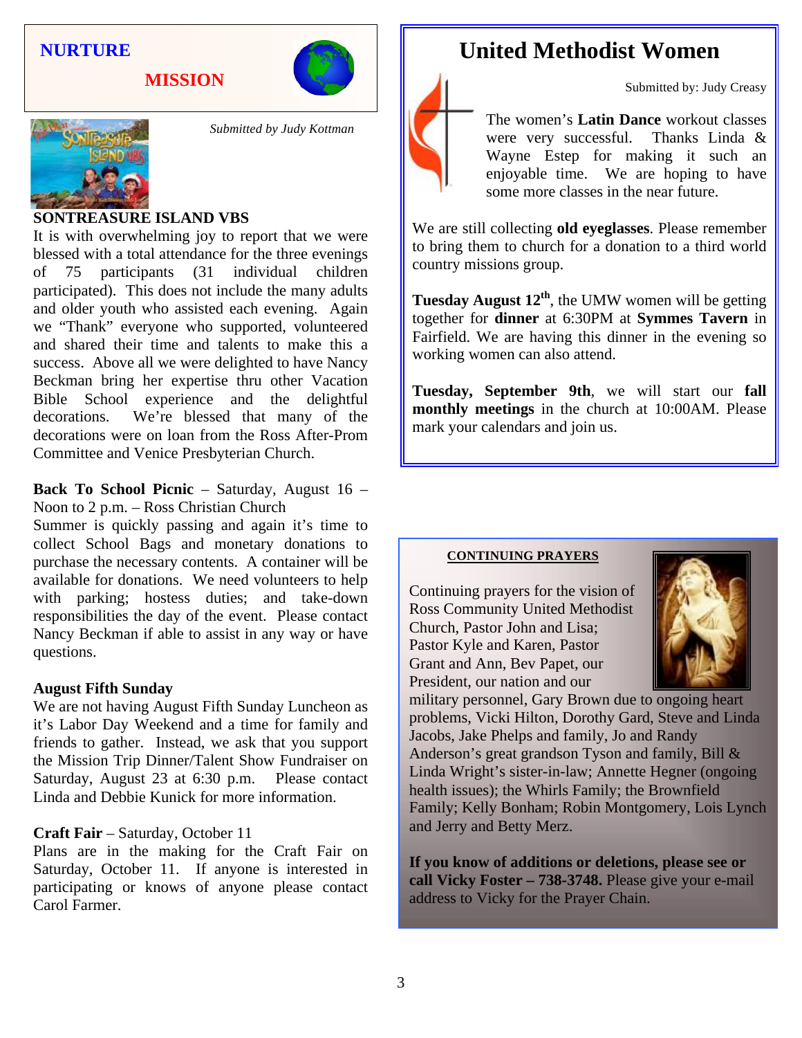## NURTURE

## MISSION

*Submitted by Judy Kottman*

**SONTREASURE ISLAND VBS**

It is with overwhelming joy to report that we were blessed with a total attendance for the three evenings of 75 participants (31 individual children participated). This does not include the many adults and older youth who assisted each evening. Again we "Thank" everyone who supported, volunteered and shared their time and talents to make this a success. Above all we were delighted to have Nancy Beckman bring her expertise thru other Vacation Bible School experience and the delightful decorations. We're blessed that many of the decorations were on loan from the Ross After-Prom Committee and Venice Presbyterian Church.

**Back To School Picnic** – Saturday, August 16 – Noon to 2 p.m. – Ross Christian Church

Summer is quickly passing and again it's time to collect School Bags and monetary donations to purchase the necessary contents. A container will be available for donations. We need volunteers to help with parking; hostess duties; and take-down responsibilities the day of the event. Please contact Nancy Beckman if able to assist in any way or have questions.

**August Fifth Sunday**

We are not having August Fifth Sunday Luncheon as it's Labor Day Weekend and a time for family and friends to gather. Instead, we ask that you support the Mission Trip Dinner/Talent Show Fundraiser on Saturday, August 23 at 6:30 p.m. Please contact Linda and Debbie Kunick for more information.

**Craft Fair** – Saturday, October 11

Plans are in the making for the Craft Fair on Saturday, October 11. If anyone is interested in participating or knows of anyone please contact Carol Farmer.

# United Methodist Women

Submitted by: Judy Creasy

The women's **Latin Dance** workout classes were very successful. Thanks Linda & Wayne Estep for making it such an enjoyable time. We are hoping to have some more classes in the near future.

We are still collecting **old eyeglasses**. Please remember to bring them to church for a donation to a third world country missions group.

**Tuesday August 12th**, the UMW women will be getting together for **dinner** at 6:30PM at **Symmes Tavern** in Fairfield. We are having this dinner in the evening so working women can also attend.

**Tuesday, September 9th**, we will start our **fall monthly meetings** in the church at 10:00AM. Please mark your calendars and join us.

**CONTINUING PRAYERS**

Continuing prayers for the vision of Ross Community United Methodist Church, Pastor John and Lisa; Pastor Kyle and Karen, Pastor Grant and Ann, Bev Papet, our President, our nation and our military personnel, Gary Brown due to ongoing heart problems, Vicki Hilton, Dorothy Gard, Steve and Linda Jacobs, Jake Phelps and family, Jo and Randy Anderson's great grandson Tyson and family, Bill & Linda Wright's sister-in-law; Annette Hegner (ongoing health issues); the Whirls Family; the Brownfield Family; Kelly Bonham; Robin Montgomery, Lois Lynch and Jerry and Betty Merz.

**If you know of additions or deletions, please see or call Vicky Foster – 738-3748.** Please give your e-mail address to Vicky for the Prayer Chain.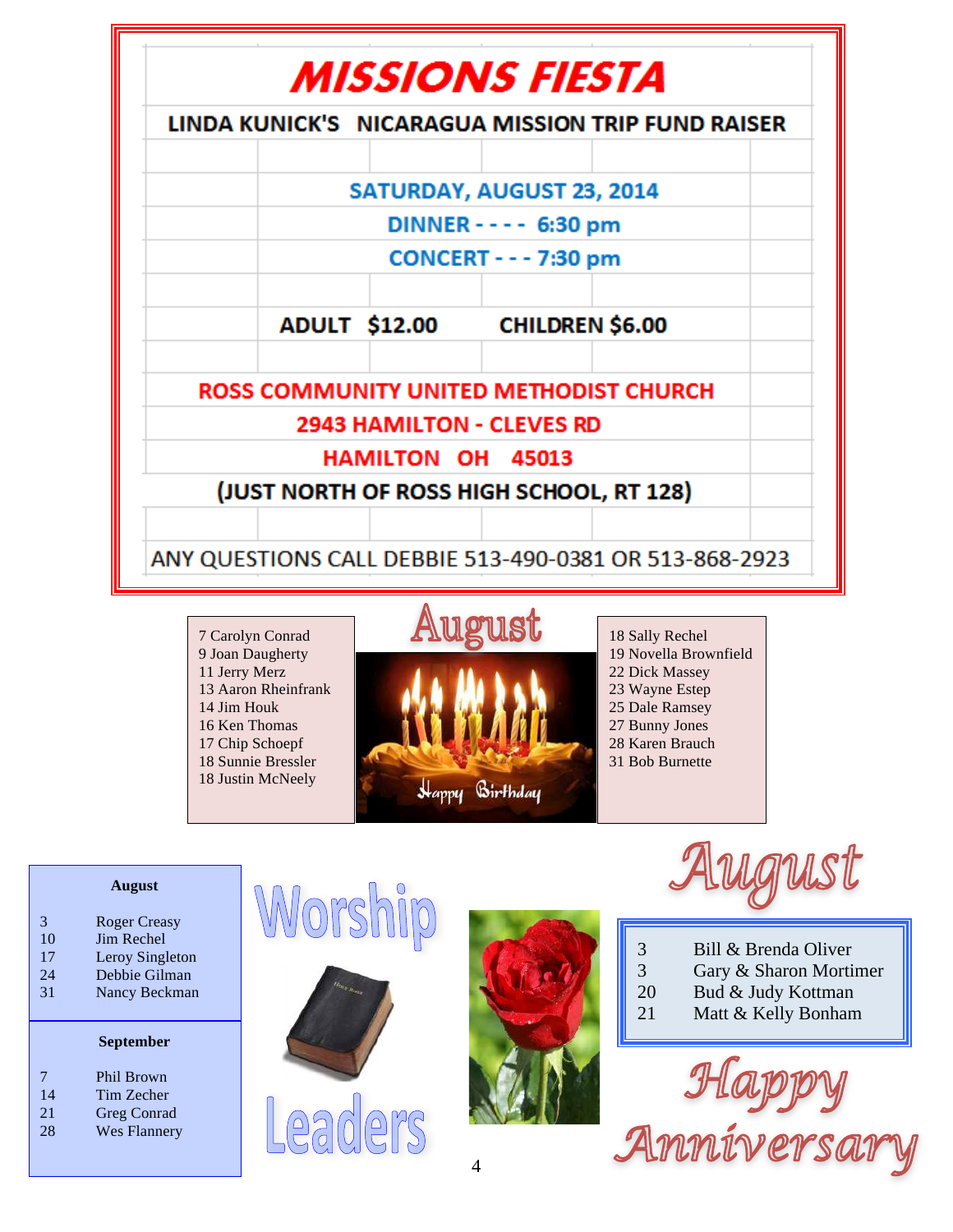# MISSIONS FIESTA

**LINDA KUNICK'S NICARAGUA MISSION TRIP FUND RAISER**

**SATURDAY, AUGUST 23, 2014**

**DINNER - - - - 6:30 pm**

**CONCERT - - - 7:30 pm**

**ADULT $12.00 CHILDREN $6.00**

**ROSS COMMUNITY UNITED METHODIST CHURCH**

**2943 HAMILTON - CLEVES RD**

**HAMILTON OH 45013**

**(JUST NORTH OF ROSS HIGH SCHOOL, RT 128)**

ANY QUESTIONS CALL DEBBIE 513-490-0381 OR 513-868-2923

## August

Happy Birthday

7 Carolyn Conrad
9 Joan Daugherty
11 Jerry Merz
13 Aaron Rheinfrank
14 Jim Houk
16 Ken Thomas
17 Chip Schoepf
18 Sunnie Bressler
18 Justin McNeely
18 Sally Rechel
19 Novella Brownfield
22 Dick Massey
23 Wayne Estep
25 Dale Ramsey
27 Bunny Jones
28 Karen Brauch
31 Bob Burnette

## Worship Leaders

**August**

| | |
|---|---|
| 3 | Roger Creasy |
| 10 | Jim Rechel |
| 17 | Leroy Singleton |
| 24 | Debbie Gilman |
| 31 | Nancy Beckman |

**September**

| | |
|---|---|
| 7 | Phil Brown |
| 14 | Tim Zecher |
| 21 | Greg Conrad |
| 28 | Wes Flannery |

## August Happy Anniversary

| | |
|---|---|
| 3 | Bill & Brenda Oliver |
| 3 | Gary & Sharon Mortimer |
| 20 | Bud & Judy Kottman |
| 21 | Matt & Kelly Bonham |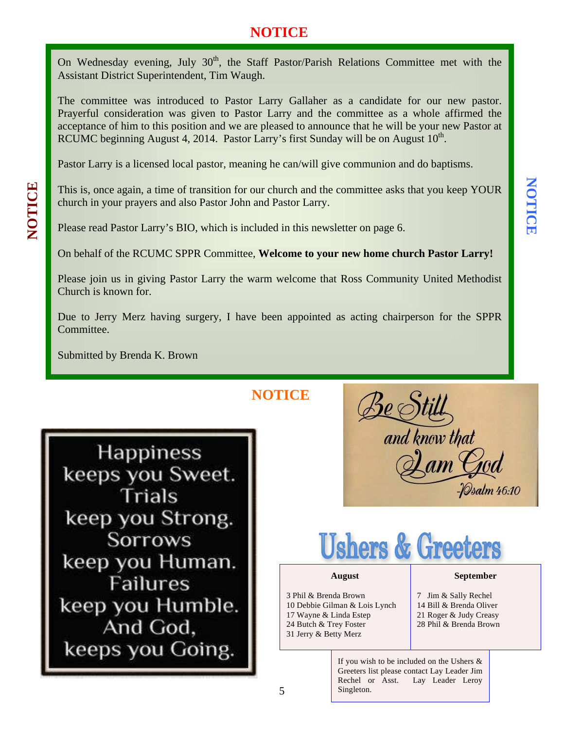# NOTICE

On Wednesday evening, July 30th, the Staff Pastor/Parish Relations Committee met with the Assistant District Superintendent, Tim Waugh.

The committee was introduced to Pastor Larry Gallaher as a candidate for our new pastor. Prayerful consideration was given to Pastor Larry and the committee as a whole affirmed the acceptance of him to this position and we are pleased to announce that he will be your new Pastor at RCUMC beginning August 4, 2014. Pastor Larry's first Sunday will be on August 10th.

Pastor Larry is a licensed local pastor, meaning he can/will give communion and do baptisms.

This is, once again, a time of transition for our church and the committee asks that you keep YOUR church in your prayers and also Pastor John and Pastor Larry.

Please read Pastor Larry's BIO, which is included in this newsletter on page 6.

On behalf of the RCUMC SPPR Committee, **Welcome to your new home church Pastor Larry!**

Please join us in giving Pastor Larry the warm welcome that Ross Community United Methodist Church is known for.

Due to Jerry Merz having surgery, I have been appointed as acting chairperson for the SPPR Committee.

Submitted by Brenda K. Brown

NOTICE

NOTICE

## NOTICE

Happiness keeps you Sweet.
Trials keep you Strong.
Sorrows keep you Human.
Failures keep you Humble.
And God, keeps you Going.

Be Still and know that I am God
-Psalm 46:10

## Ushers & Greeters

| August | September |
|---|---|
| 3 Phil & Brenda Brown | 7 Jim & Sally Rechel |
| 10 Debbie Gilman & Lois Lynch | 14 Bill & Brenda Oliver |
| 17 Wayne & Linda Estep | 21 Roger & Judy Creasy |
| 24 Butch & Trey Foster | 28 Phil & Brenda Brown |
| 31 Jerry & Betty Merz | |

If you wish to be included on the Ushers & Greeters list please contact Lay Leader Jim Rechel or Asst. Lay Leader Leroy Singleton.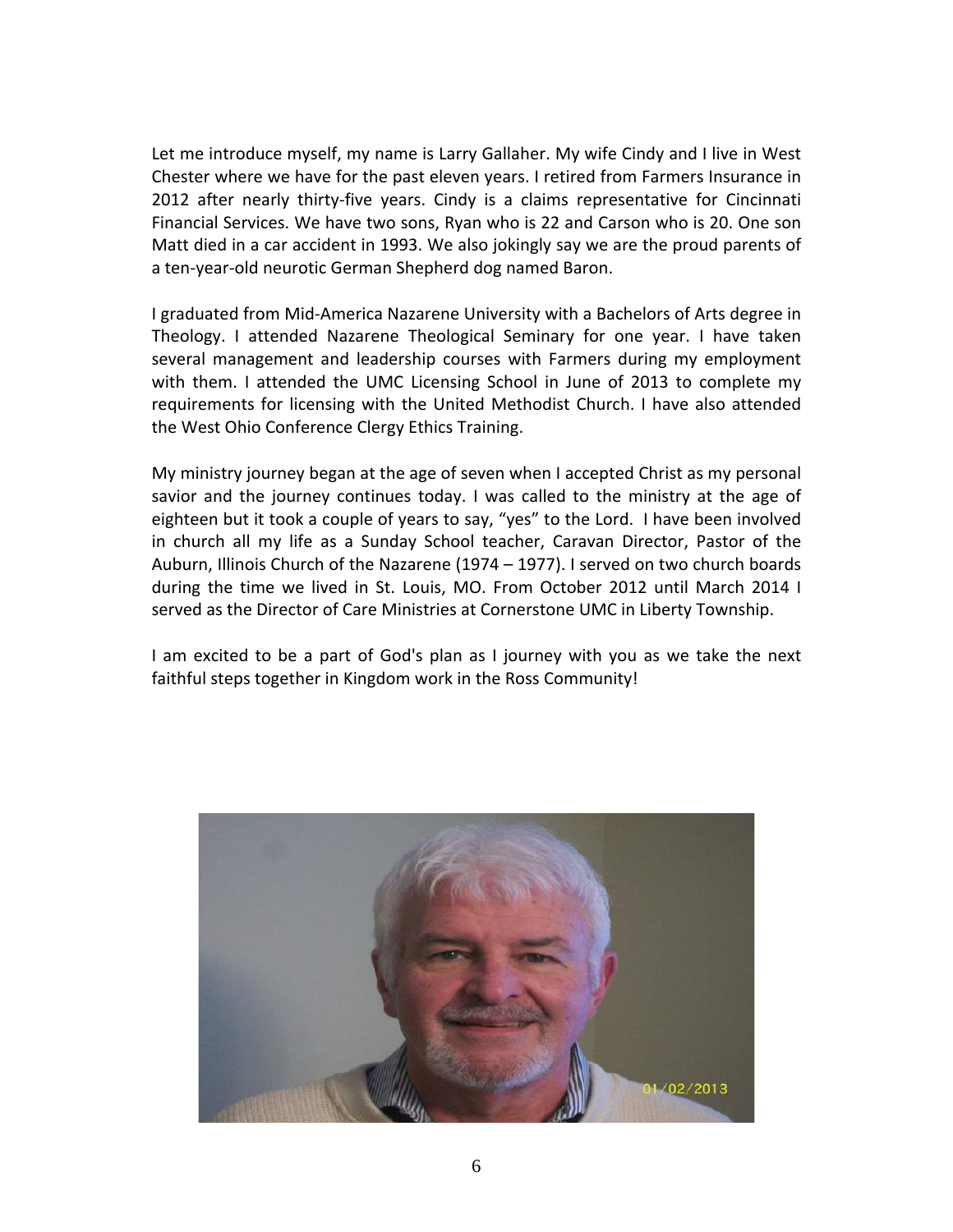Let me introduce myself, my name is Larry Gallaher. My wife Cindy and I live in West Chester where we have for the past eleven years. I retired from Farmers Insurance in 2012 after nearly thirty-five years. Cindy is a claims representative for Cincinnati Financial Services. We have two sons, Ryan who is 22 and Carson who is 20. One son Matt died in a car accident in 1993. We also jokingly say we are the proud parents of a ten-year-old neurotic German Shepherd dog named Baron.

I graduated from Mid-America Nazarene University with a Bachelors of Arts degree in Theology. I attended Nazarene Theological Seminary for one year. I have taken several management and leadership courses with Farmers during my employment with them. I attended the UMC Licensing School in June of 2013 to complete my requirements for licensing with the United Methodist Church. I have also attended the West Ohio Conference Clergy Ethics Training.

My ministry journey began at the age of seven when I accepted Christ as my personal savior and the journey continues today. I was called to the ministry at the age of eighteen but it took a couple of years to say, "yes" to the Lord. I have been involved in church all my life as a Sunday School teacher, Caravan Director, Pastor of the Auburn, Illinois Church of the Nazarene (1974 – 1977). I served on two church boards during the time we lived in St. Louis, MO. From October 2012 until March 2014 I served as the Director of Care Ministries at Cornerstone UMC in Liberty Township.

I am excited to be a part of God's plan as I journey with you as we take the next faithful steps together in Kingdom work in the Ross Community!